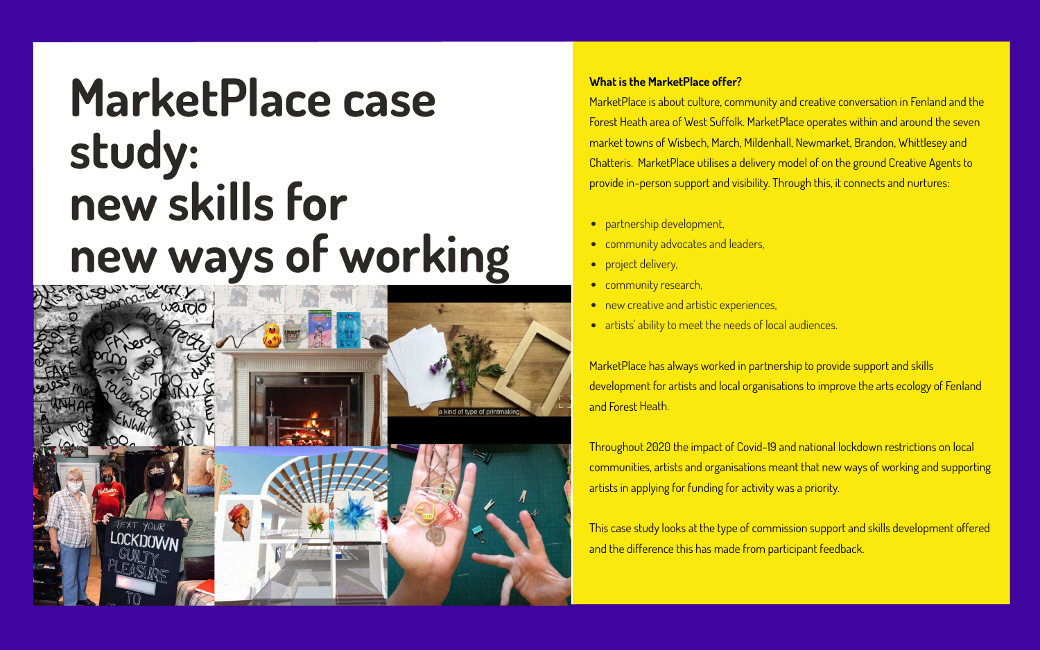# MarketPlace case study: new skills for new ways of working

**What is the MarketPlace offer?**

MarketPlace is about culture, community and creative conversation in Fenland and the Forest Heath area of West Suffolk. MarketPlace operates within and around the seven market towns of Wisbech, March, Mildenhall, Newmarket, Brandon, Whittlesey and Chatteris. MarketPlace utilises a delivery model of on the ground Creative Agents to provide in-person support and visibility. Through this, it connects and nurtures:

- partnership development,
- community advocates and leaders,
- project delivery,
- community research,
- new creative and artistic experiences,
- artists' ability to meet the needs of local audiences.

MarketPlace has always worked in partnership to provide support and skills development for artists and local organisations to improve the arts ecology of Fenland and Forest Heath.

Throughout 2020 the impact of Covid-19 and national lockdown restrictions on local communities, artists and organisations meant that new ways of working and supporting artists in applying for funding for activity was a priority.

This case study looks at the type of commission support and skills development offered and the difference this has made from participant feedback.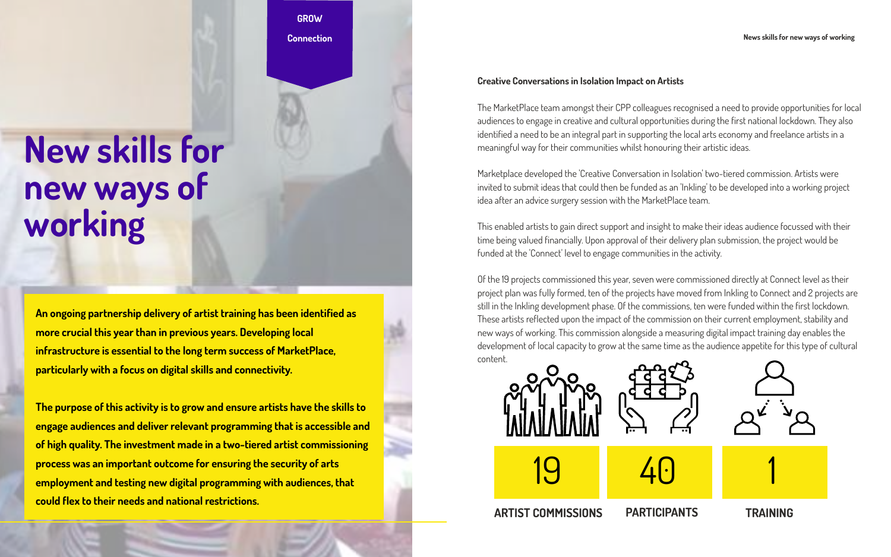GROW

Connection

# New skills for new ways of working

**An ongoing partnership delivery of artist training has been identified as more crucial this year than in previous years. Developing local infrastructure is essential to the long term success of MarketPlace, particularly with a focus on digital skills and connectivity.**

**The purpose of this activity is to grow and ensure artists have the skills to engage audiences and deliver relevant programming that is accessible and of high quality. The investment made in a two-tiered artist commissioning process was an important outcome for ensuring the security of arts employment and testing new digital programming with audiences, that could flex to their needs and national restrictions.**

### Creative Conversations in Isolation Impact on Artists

The MarketPlace team amongst their CPP colleagues recognised a need to provide opportunities for local audiences to engage in creative and cultural opportunities during the first national lockdown. They also identified a need to be an integral part in supporting the local arts economy and freelance artists in a meaningful way for their communities whilst honouring their artistic ideas.

Marketplace developed the 'Creative Conversation in Isolation' two-tiered commission. Artists were invited to submit ideas that could then be funded as an 'Inkling' to be developed into a working project idea after an advice surgery session with the MarketPlace team.

This enabled artists to gain direct support and insight to make their ideas audience focussed with their time being valued financially. Upon approval of their delivery plan submission, the project would be funded at the 'Connect' level to engage communities in the activity.

Of the 19 projects commissioned this year, seven were commissioned directly at Connect level as their project plan was fully formed, ten of the projects have moved from Inkling to Connect and 2 projects are still in the Inkling development phase. Of the commissions, ten were funded within the first lockdown. These artists reflected upon the impact of the commission on their current employment, stability and new ways of working. This commission alongside a measuring digital impact training day enables the development of local capacity to grow at the same time as the audience appetite for this type of cultural content.

| 19 | 40 | 1 |
| --- | --- | --- |
| ARTIST COMMISSIONS | PARTICIPANTS | TRAINING |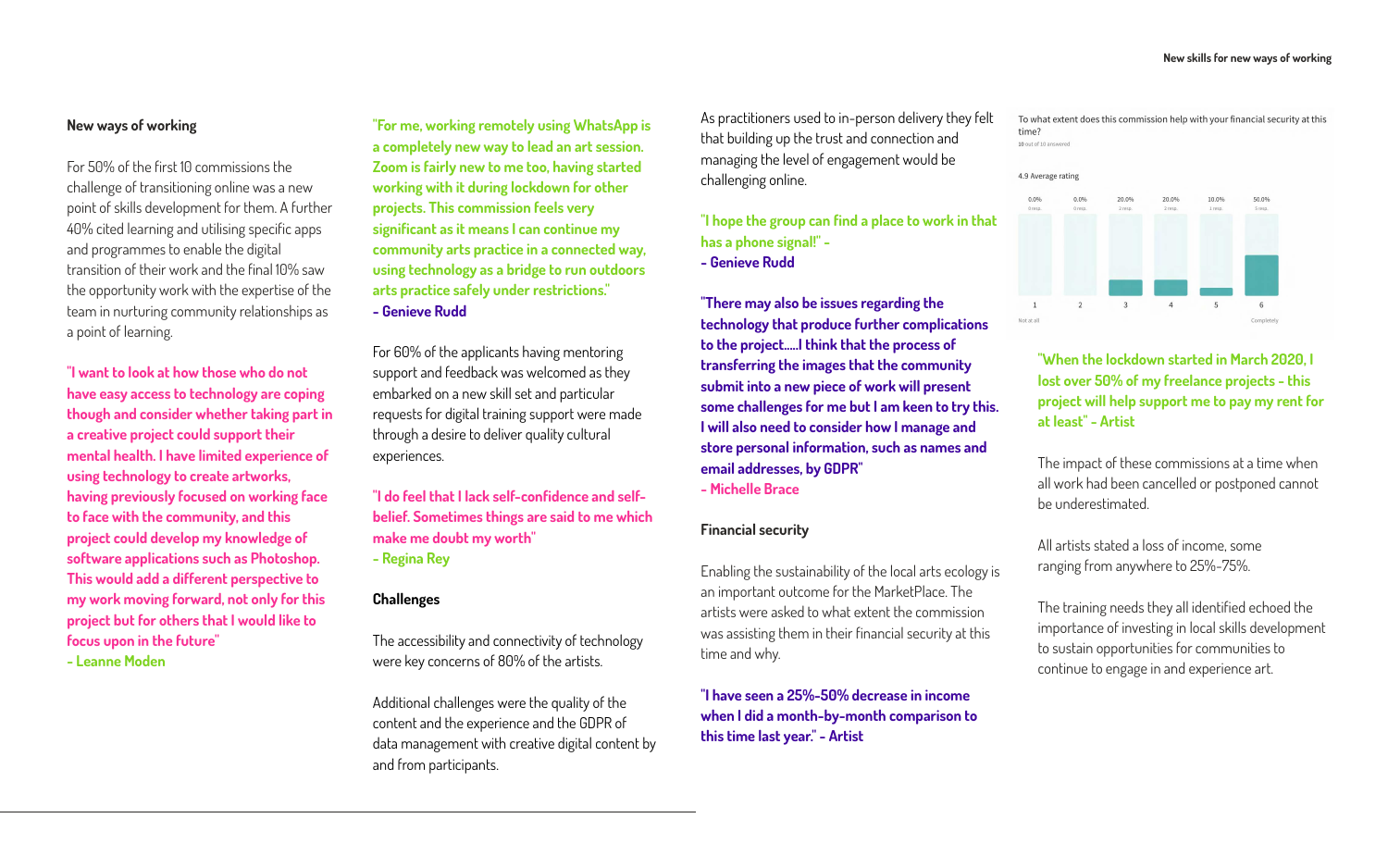### New ways of working

For 50% of the first 10 commissions the challenge of transitioning online was a new point of skills development for them. A further 40% cited learning and utilising specific apps and programmes to enable the digital transition of their work and the final 10% saw the opportunity work with the expertise of the team in nurturing community relationships as a point of learning.

**"I want to look at how those who do not have easy access to technology are coping though and consider whether taking part in a creative project could support their mental health. I have limited experience of using technology to create artworks, having previously focused on working face to face with the community, and this project could develop my knowledge of software applications such as Photoshop. This would add a different perspective to my work moving forward, not only for this project but for others that I would like to focus upon in the future"**
**- Leanne Moden**

**"For me, working remotely using WhatsApp is a completely new way to lead an art session. Zoom is fairly new to me too, having started working with it during lockdown for other projects. This commission feels very significant as it means I can continue my community arts practice in a connected way, using technology as a bridge to run outdoors arts practice safely under restrictions."**
**- Genieve Rudd**

For 60% of the applicants having mentoring support and feedback was welcomed as they embarked on a new skill set and particular requests for digital training support were made through a desire to deliver quality cultural experiences.

**"I do feel that I lack self-confidence and self-belief. Sometimes things are said to me which make me doubt my worth"**
**- Regina Rey**

### Challenges

The accessibility and connectivity of technology were key concerns of 80% of the artists.

Additional challenges were the quality of the content and the experience and the GDPR of data management with creative digital content by and from participants.

As practitioners used to in-person delivery they felt that building up the trust and connection and managing the level of engagement would be challenging online.

**"I hope the group can find a place to work in that has a phone signal!" -**
**- Genieve Rudd**

**"There may also be issues regarding the technology that produce further complications to the project.....I think that the process of transferring the images that the community submit into a new piece of work will present some challenges for me but I am keen to try this. I will also need to consider how I manage and store personal information, such as names and email addresses, by GDPR"**
**- Michelle Brace**

### Financial security

Enabling the sustainability of the local arts ecology is an important outcome for the MarketPlace. The artists were asked to what extent the commission was assisting them in their financial security at this time and why.

**"I have seen a 25%-50% decrease in income when I did a month-by-month comparison to this time last year." - Artist**

To what extent does this commission help with your financial security at this time?
10 out of 10 answered

4.9 Average rating

| 1 (Not at all) | 2 | 3 | 4 | 5 | 6 (Completely) |
|---|---|---|---|---|---|
| 0.0% (0 resp.) | 0.0% (0 resp.) | 20.0% (2 resp.) | 20.0% (2 resp.) | 10.0% (1 resp.) | 50.0% (5 resp.) |

**"When the lockdown started in March 2020, I lost over 50% of my freelance projects - this project will help support me to pay my rent for at least" - Artist**

The impact of these commissions at a time when all work had been cancelled or postponed cannot be underestimated.

All artists stated a loss of income, some ranging from anywhere to 25%-75%.

The training needs they all identified echoed the importance of investing in local skills development to sustain opportunities for communities to continue to engage in and experience art.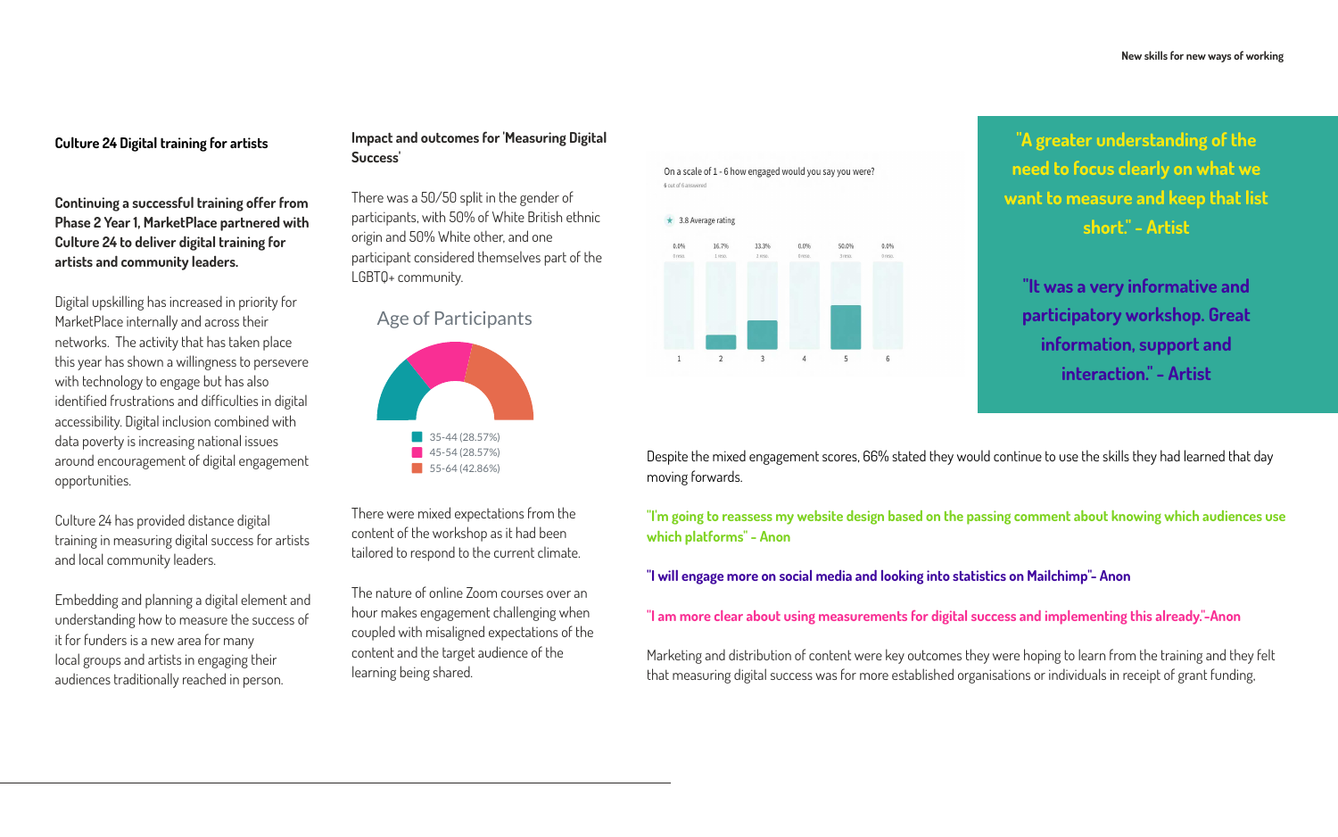**Culture 24 Digital training for artists**

**Continuing a successful training offer from Phase 2 Year 1, MarketPlace partnered with Culture 24 to deliver digital training for artists and community leaders.**

Digital upskilling has increased in priority for MarketPlace internally and across their networks. The activity that has taken place this year has shown a willingness to persevere with technology to engage but has also identified frustrations and difficulties in digital accessibility. Digital inclusion combined with data poverty is increasing national issues around encouragement of digital engagement opportunities.

Culture 24 has provided distance digital training in measuring digital success for artists and local community leaders.

Embedding and planning a digital element and understanding how to measure the success of it for funders is a new area for many local groups and artists in engaging their audiences traditionally reached in person.

**Impact and outcomes for 'Measuring Digital Success'**

There was a 50/50 split in the gender of participants, with 50% of White British ethnic origin and 50% White other, and one participant considered themselves part of the LGBTQ+ community.

Age of Participants

- 35-44 (28.57%)
- 45-54 (28.57%)
- 55-64 (42.86%)

There were mixed expectations from the content of the workshop as it had been tailored to respond to the current climate.

The nature of online Zoom courses over an hour makes engagement challenging when coupled with misaligned expectations of the content and the target audience of the learning being shared.

On a scale of 1 - 6 how engaged would you say you were?

6 out of 6 answered

3.8 Average rating

| 1 | 2 | 3 | 4 | 5 | 6 |
|---|---|---|---|---|---|
| 0.0% | 16.7% | 33.3% | 0.0% | 50.0% | 0.0% |
| 0 resp. | 1 resp. | 2 resp. | 0 resp. | 3 resp. | 0 resp. |

**"A greater understanding of the need to focus clearly on what we want to measure and keep that list short." - Artist**

**"It was a very informative and participatory workshop. Great information, support and interaction." - Artist**

Despite the mixed engagement scores, 66% stated they would continue to use the skills they had learned that day moving forwards.

**"I'm going to reassess my website design based on the passing comment about knowing which audiences use which platforms" - Anon**

**"I will engage more on social media and looking into statistics on Mailchimp"- Anon**

**"I am more clear about using measurements for digital success and implementing this already."-Anon**

Marketing and distribution of content were key outcomes they were hoping to learn from the training and they felt that measuring digital success was for more established organisations or individuals in receipt of grant funding.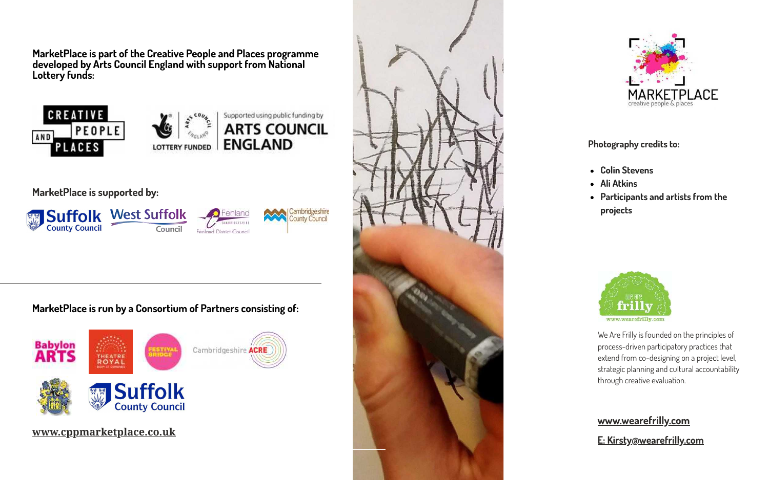**MarketPlace is part of the Creative People and Places programme developed by Arts Council England with support from National Lottery funds:**

CREATIVE PEOPLE AND PLACES

LOTTERY FUNDED

Supported using public funding by ARTS COUNCIL ENGLAND

**MarketPlace is supported by:**

Suffolk County Council

West Suffolk Council

Fenland District Council

Cambridgeshire County Council

---

**MarketPlace is run by a Consortium of Partners consisting of:**

Babylon ARTS

THEATRE ROYAL

FESTIVAL BRIDGE

Cambridgeshire ACRE

Suffolk County Council

[www.cppmarketplace.co.uk](http://www.cppmarketplace.co.uk)

MARKETPLACE

creative people & places

**Photography credits to:**

- Colin Stevens
- Ali Atkins
- Participants and artists from the projects

We are frilly

www.wearefrilly.com

We Are Frilly is founded on the principles of process-driven participatory practices that extend from co-designing on a project level, strategic planning and cultural accountability through creative evaluation.

[www.wearefrilly.com](http://www.wearefrilly.com)

E: Kirsty@wearefrilly.com